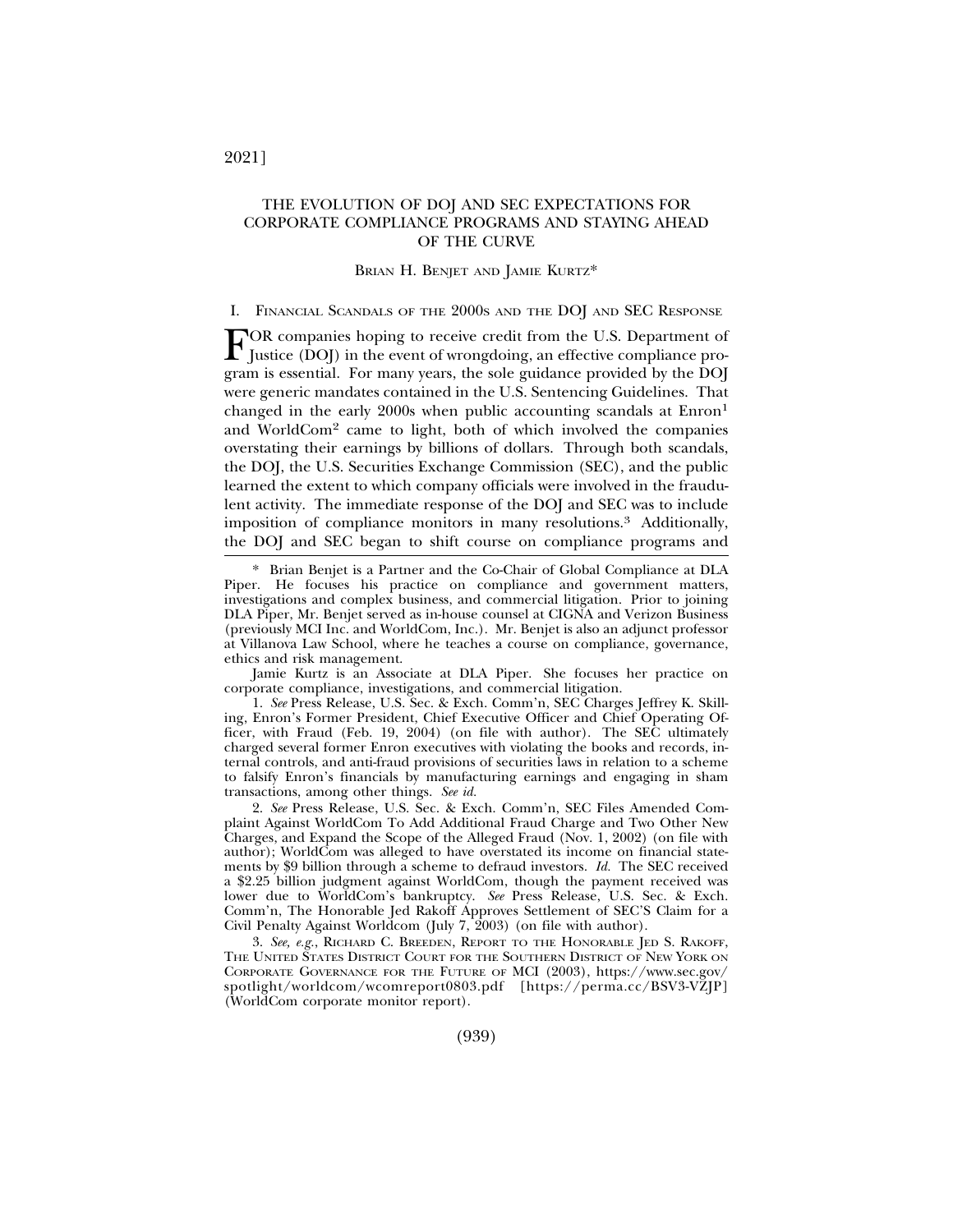# THE EVOLUTION OF DOJ AND SEC EXPECTATIONS FOR CORPORATE COMPLIANCE PROGRAMS AND STAYING AHEAD OF THE CURVE

BRIAN H. BENJET AND JAMIE KURTZ*

## I. FINANCIAL SCANDALS OF THE 2000S AND THE DOJ AND SEC RESPONSE

FOR companies hoping to receive credit from the U.S. Department of Justice (DOJ) in the event of wrongdoing, an effective compliance program is essential. For many years, the sole guidance provided by the DOJ were generic mandates contained in the U.S. Sentencing Guidelines. That changed in the early 2000s when public accounting scandals at Enron[1] and WorldCom[2] came to light, both of which involved the companies overstating their earnings by billions of dollars. Through both scandals, the DOJ, the U.S. Securities Exchange Commission (SEC), and the public learned the extent to which company officials were involved in the fraudulent activity. The immediate response of the DOJ and SEC was to include imposition of compliance monitors in many resolutions.[3] Additionally, the DOJ and SEC began to shift course on compliance programs and

---

\* Brian Benjet is a Partner and the Co-Chair of Global Compliance at DLA Piper. He focuses his practice on compliance and government matters, investigations and complex business, and commercial litigation. Prior to joining DLA Piper, Mr. Benjet served as in-house counsel at CIGNA and Verizon Business (previously MCI Inc. and WorldCom, Inc.). Mr. Benjet is also an adjunct professor at Villanova Law School, where he teaches a course on compliance, governance, ethics and risk management.

Jamie Kurtz is an Associate at DLA Piper. She focuses her practice on corporate compliance, investigations, and commercial litigation.

1. *See* Press Release, U.S. Sec. & Exch. Comm'n, SEC Charges Jeffrey K. Skilling, Enron's Former President, Chief Executive Officer and Chief Operating Officer, with Fraud (Feb. 19, 2004) (on file with author). The SEC ultimately charged several former Enron executives with violating the books and records, internal controls, and anti-fraud provisions of securities laws in relation to a scheme to falsify Enron's financials by manufacturing earnings and engaging in sham transactions, among other things. *See id.*

2. *See* Press Release, U.S. Sec. & Exch. Comm'n, SEC Files Amended Complaint Against WorldCom To Add Additional Fraud Charge and Two Other New Charges, and Expand the Scope of the Alleged Fraud (Nov. 1, 2002) (on file with author); WorldCom was alleged to have overstated its income on financial statements by $9 billion through a scheme to defraud investors. *Id.* The SEC received a $2.25 billion judgment against WorldCom, though the payment received was lower due to WorldCom's bankruptcy. *See* Press Release, U.S. Sec. & Exch. Comm'n, The Honorable Jed Rakoff Approves Settlement of SEC'S Claim for a Civil Penalty Against Worldcom (July 7, 2003) (on file with author).

3. *See, e.g.*, RICHARD C. BREEDEN, REPORT TO THE HONORABLE JED S. RAKOFF, THE UNITED STATES DISTRICT COURT FOR THE SOUTHERN DISTRICT OF NEW YORK ON CORPORATE GOVERNANCE FOR THE FUTURE OF MCI (2003), https://www.sec.gov/spotlight/worldcom/wcomreport0803.pdf [https://perma.cc/BSV3-VZJP] (WorldCom corporate monitor report).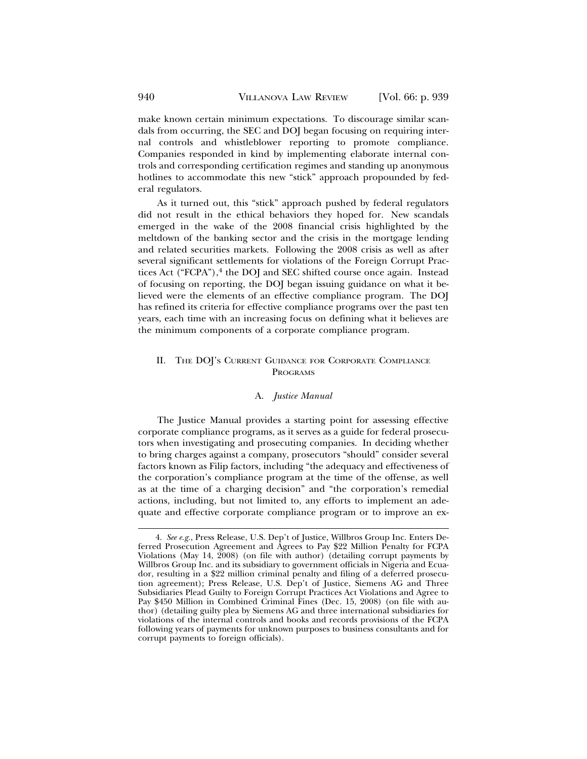make known certain minimum expectations. To discourage similar scandals from occurring, the SEC and DOJ began focusing on requiring internal controls and whistleblower reporting to promote compliance. Companies responded in kind by implementing elaborate internal controls and corresponding certification regimes and standing up anonymous hotlines to accommodate this new "stick" approach propounded by federal regulators.

As it turned out, this "stick" approach pushed by federal regulators did not result in the ethical behaviors they hoped for. New scandals emerged in the wake of the 2008 financial crisis highlighted by the meltdown of the banking sector and the crisis in the mortgage lending and related securities markets. Following the 2008 crisis as well as after several significant settlements for violations of the Foreign Corrupt Practices Act ("FCPA"),[4] the DOJ and SEC shifted course once again. Instead of focusing on reporting, the DOJ began issuing guidance on what it believed were the elements of an effective compliance program. The DOJ has refined its criteria for effective compliance programs over the past ten years, each time with an increasing focus on defining what it believes are the minimum components of a corporate compliance program.

## II. The DOJ's Current Guidance for Corporate Compliance Programs

### A. *Justice Manual*

The Justice Manual provides a starting point for assessing effective corporate compliance programs, as it serves as a guide for federal prosecutors when investigating and prosecuting companies. In deciding whether to bring charges against a company, prosecutors "should" consider several factors known as Filip factors, including "the adequacy and effectiveness of the corporation's compliance program at the time of the offense, as well as at the time of a charging decision" and "the corporation's remedial actions, including, but not limited to, any efforts to implement an adequate and effective corporate compliance program or to improve an ex-

---

4. *See e.g.*, Press Release, U.S. Dep't of Justice, Willbros Group Inc. Enters Deferred Prosecution Agreement and Agrees to Pay $22 Million Penalty for FCPA Violations (May 14, 2008) (on file with author) (detailing corrupt payments by Willbros Group Inc. and its subsidiary to government officials in Nigeria and Ecuador, resulting in a $22 million criminal penalty and filing of a deferred prosecution agreement); Press Release, U.S. Dep't of Justice, Siemens AG and Three Subsidiaries Plead Guilty to Foreign Corrupt Practices Act Violations and Agree to Pay $450 Million in Combined Criminal Fines (Dec. 15, 2008) (on file with author) (detailing guilty plea by Siemens AG and three international subsidiaries for violations of the internal controls and books and records provisions of the FCPA following years of payments for unknown purposes to business consultants and for corrupt payments to foreign officials).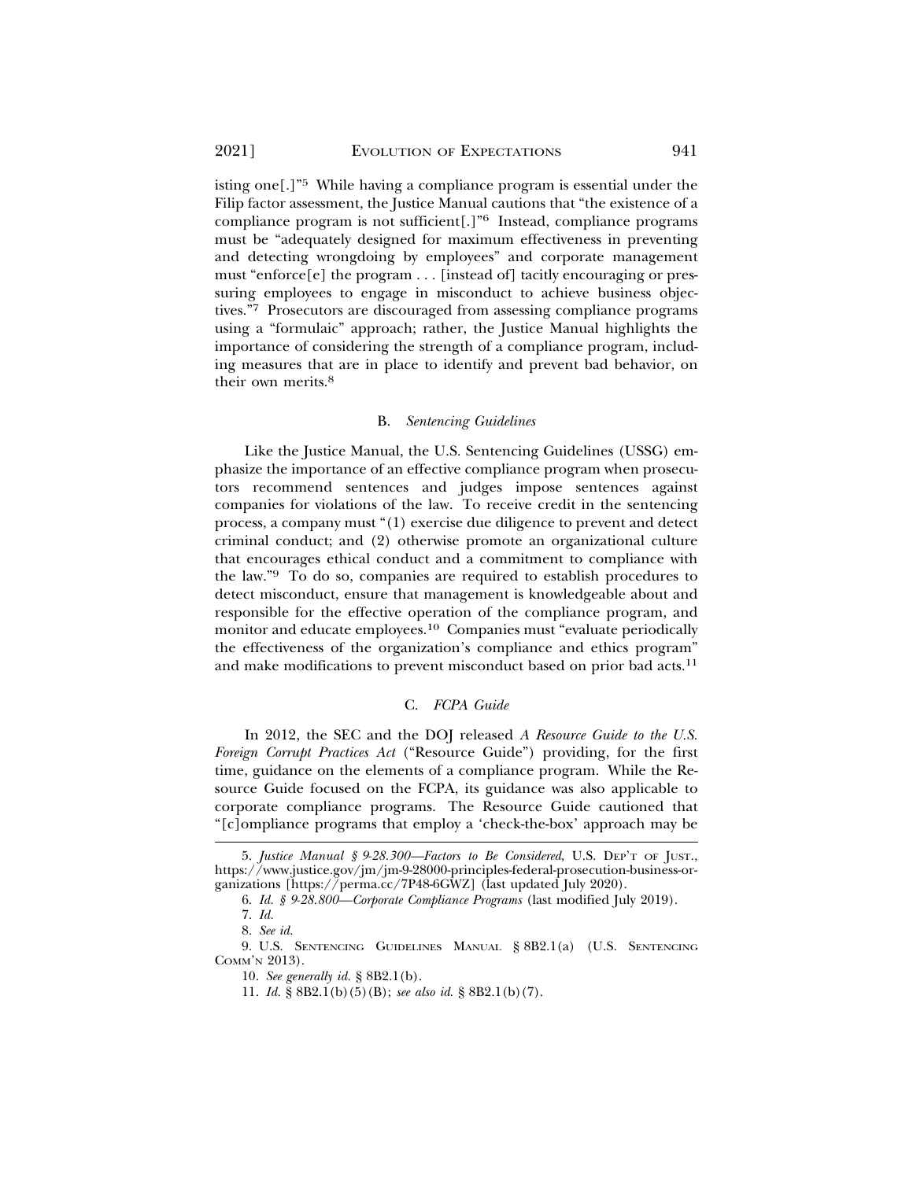isting one[.]"[5] While having a compliance program is essential under the Filip factor assessment, the Justice Manual cautions that "the existence of a compliance program is not sufficient[.]"[6] Instead, compliance programs must be "adequately designed for maximum effectiveness in preventing and detecting wrongdoing by employees" and corporate management must "enforce[e] the program . . . [instead of] tacitly encouraging or pressuring employees to engage in misconduct to achieve business objectives."[7] Prosecutors are discouraged from assessing compliance programs using a "formulaic" approach; rather, the Justice Manual highlights the importance of considering the strength of a compliance program, including measures that are in place to identify and prevent bad behavior, on their own merits.[8]

### B. *Sentencing Guidelines*

Like the Justice Manual, the U.S. Sentencing Guidelines (USSG) emphasize the importance of an effective compliance program when prosecutors recommend sentences and judges impose sentences against companies for violations of the law. To receive credit in the sentencing process, a company must "(1) exercise due diligence to prevent and detect criminal conduct; and (2) otherwise promote an organizational culture that encourages ethical conduct and a commitment to compliance with the law."[9] To do so, companies are required to establish procedures to detect misconduct, ensure that management is knowledgeable about and responsible for the effective operation of the compliance program, and monitor and educate employees.[10] Companies must "evaluate periodically the effectiveness of the organization's compliance and ethics program" and make modifications to prevent misconduct based on prior bad acts.[11]

### C. *FCPA Guide*

In 2012, the SEC and the DOJ released *A Resource Guide to the U.S. Foreign Corrupt Practices Act* ("Resource Guide") providing, for the first time, guidance on the elements of a compliance program. While the Resource Guide focused on the FCPA, its guidance was also applicable to corporate compliance programs. The Resource Guide cautioned that "[c]ompliance programs that employ a 'check-the-box' approach may be

---

5. *Justice Manual § 9-28.300—Factors to Be Considered*, U.S. DEP'T OF JUST., https://www.justice.gov/jm/jm-9-28000-principles-federal-prosecution-business-organizations [https://perma.cc/7P48-6GWZ] (last updated July 2020).

6. *Id. § 9-28.800—Corporate Compliance Programs* (last modified July 2019).

7. *Id.*

8. *See id.*

9. U.S. SENTENCING GUIDELINES MANUAL § 8B2.1(a) (U.S. SENTENCING COMM'N 2013).

10. *See generally id.* § 8B2.1(b).

11. *Id.* § 8B2.1(b)(5)(B); *see also id.* § 8B2.1(b)(7).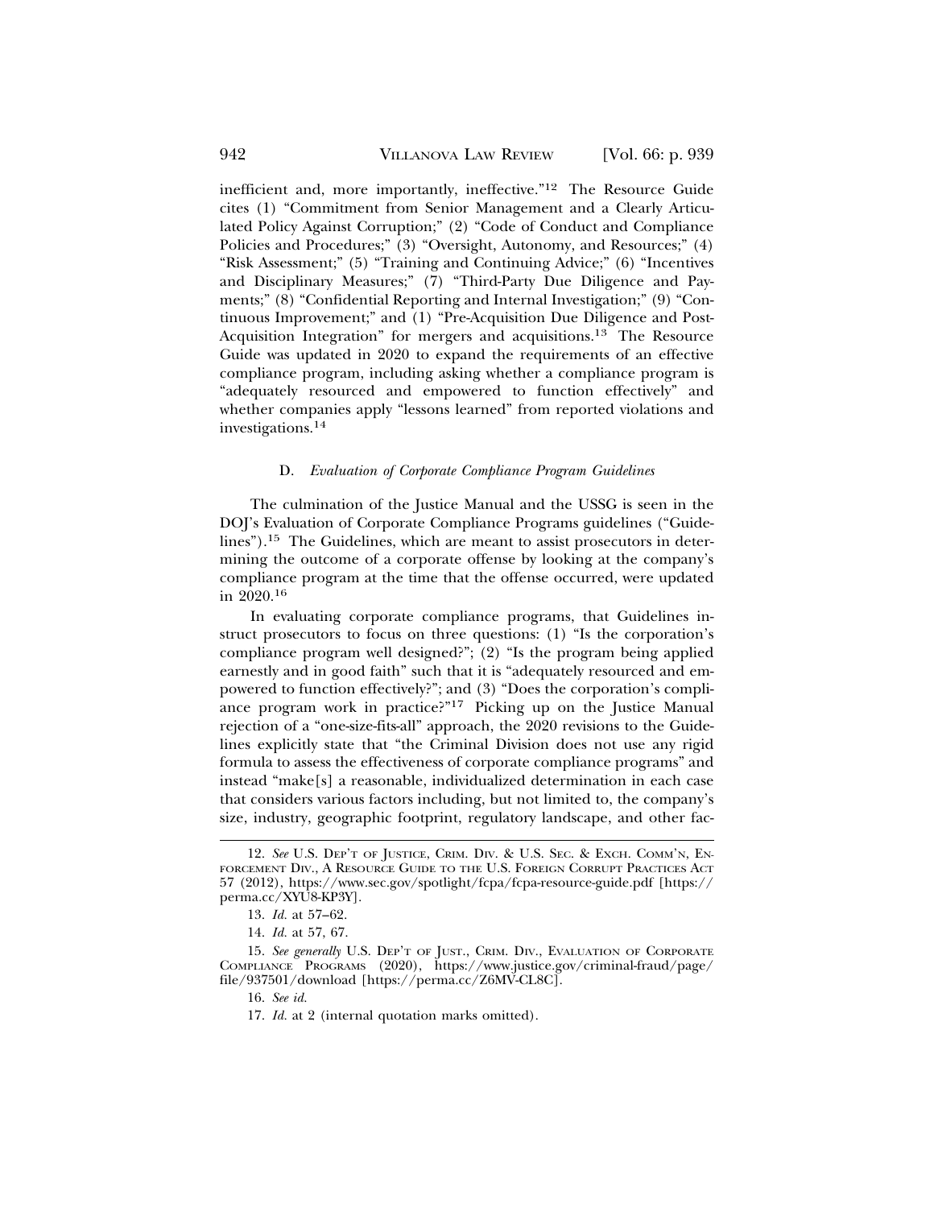inefficient and, more importantly, ineffective."[12] The Resource Guide cites (1) "Commitment from Senior Management and a Clearly Articulated Policy Against Corruption;" (2) "Code of Conduct and Compliance Policies and Procedures;" (3) "Oversight, Autonomy, and Resources;" (4) "Risk Assessment;" (5) "Training and Continuing Advice;" (6) "Incentives and Disciplinary Measures;" (7) "Third-Party Due Diligence and Payments;" (8) "Confidential Reporting and Internal Investigation;" (9) "Continuous Improvement;" and (1) "Pre-Acquisition Due Diligence and Post-Acquisition Integration" for mergers and acquisitions.[13] The Resource Guide was updated in 2020 to expand the requirements of an effective compliance program, including asking whether a compliance program is "adequately resourced and empowered to function effectively" and whether companies apply "lessons learned" from reported violations and investigations.[14]

### D. *Evaluation of Corporate Compliance Program Guidelines*

The culmination of the Justice Manual and the USSG is seen in the DOJ's Evaluation of Corporate Compliance Programs guidelines ("Guidelines").[15] The Guidelines, which are meant to assist prosecutors in determining the outcome of a corporate offense by looking at the company's compliance program at the time that the offense occurred, were updated in 2020.[16]

In evaluating corporate compliance programs, that Guidelines instruct prosecutors to focus on three questions: (1) "Is the corporation's compliance program well designed?"; (2) "Is the program being applied earnestly and in good faith" such that it is "adequately resourced and empowered to function effectively?"; and (3) "Does the corporation's compliance program work in practice?"[17] Picking up on the Justice Manual rejection of a "one-size-fits-all" approach, the 2020 revisions to the Guidelines explicitly state that "the Criminal Division does not use any rigid formula to assess the effectiveness of corporate compliance programs" and instead "make[s] a reasonable, individualized determination in each case that considers various factors including, but not limited to, the company's size, industry, geographic footprint, regulatory landscape, and other fac-

---

12. *See* U.S. Dep't of Justice, Crim. Div. & U.S. Sec. & Exch. Comm'n, Enforcement Div., A Resource Guide to the U.S. Foreign Corrupt Practices Act 57 (2012), https://www.sec.gov/spotlight/fcpa/fcpa-resource-guide.pdf [https://perma.cc/XYU8-KP3Y].

13. *Id.* at 57–62.

14. *Id.* at 57, 67.

15. *See generally* U.S. Dep't of Just., Crim. Div., Evaluation of Corporate Compliance Programs (2020), https://www.justice.gov/criminal-fraud/page/file/937501/download [https://perma.cc/Z6MV-CL8C].

16. *See id.*

17. *Id.* at 2 (internal quotation marks omitted).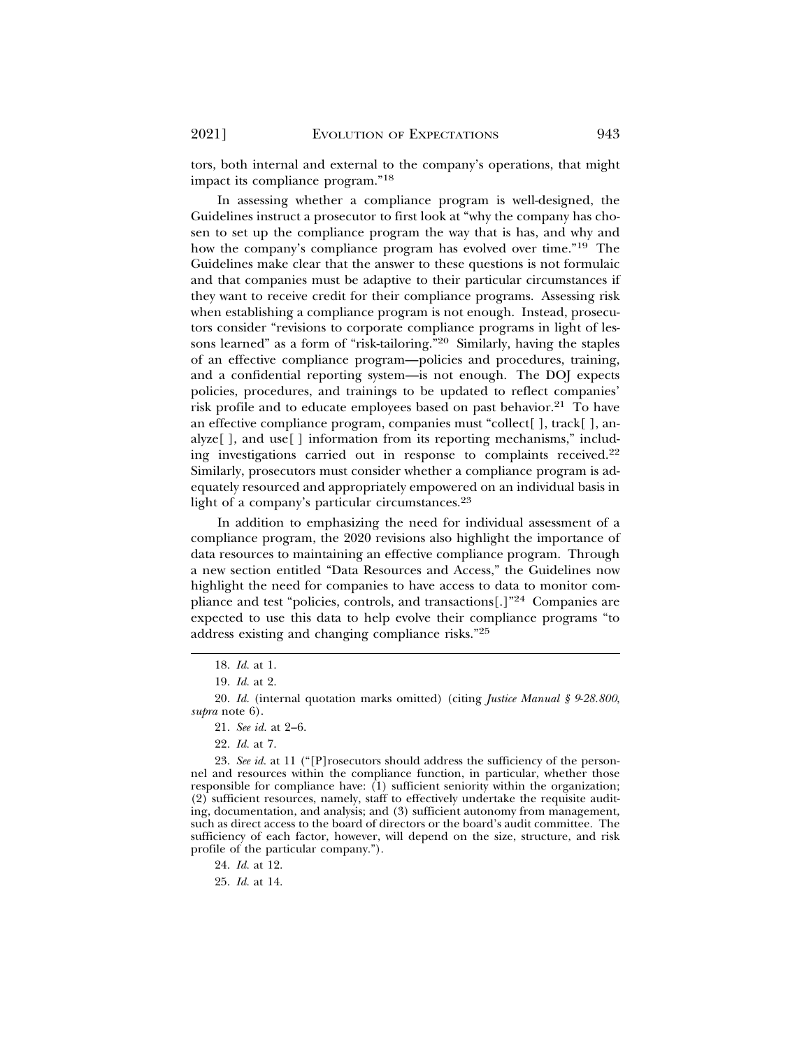tors, both internal and external to the company's operations, that might impact its compliance program."[18]

In assessing whether a compliance program is well-designed, the Guidelines instruct a prosecutor to first look at "why the company has chosen to set up the compliance program the way that is has, and why and how the company's compliance program has evolved over time."[19] The Guidelines make clear that the answer to these questions is not formulaic and that companies must be adaptive to their particular circumstances if they want to receive credit for their compliance programs. Assessing risk when establishing a compliance program is not enough. Instead, prosecutors consider "revisions to corporate compliance programs in light of lessons learned" as a form of "risk-tailoring."[20] Similarly, having the staples of an effective compliance program—policies and procedures, training, and a confidential reporting system—is not enough. The DOJ expects policies, procedures, and trainings to be updated to reflect companies' risk profile and to educate employees based on past behavior.[21] To have an effective compliance program, companies must "collect[ ], track[ ], analyze[ ], and use[ ] information from its reporting mechanisms," including investigations carried out in response to complaints received.[22] Similarly, prosecutors must consider whether a compliance program is adequately resourced and appropriately empowered on an individual basis in light of a company's particular circumstances.[23]

In addition to emphasizing the need for individual assessment of a compliance program, the 2020 revisions also highlight the importance of data resources to maintaining an effective compliance program. Through a new section entitled "Data Resources and Access," the Guidelines now highlight the need for companies to have access to data to monitor compliance and test "policies, controls, and transactions[.]"[24] Companies are expected to use this data to help evolve their compliance programs "to address existing and changing compliance risks."[25]

---

18. *Id.* at 1.

19. *Id.* at 2.

20. *Id.* (internal quotation marks omitted) (citing *Justice Manual § 9-28.800*, *supra* note 6).

21. *See id.* at 2–6.

22. *Id.* at 7.

23. *See id.* at 11 ("[P]rosecutors should address the sufficiency of the personnel and resources within the compliance function, in particular, whether those responsible for compliance have: (1) sufficient seniority within the organization; (2) sufficient resources, namely, staff to effectively undertake the requisite auditing, documentation, and analysis; and (3) sufficient autonomy from management, such as direct access to the board of directors or the board's audit committee. The sufficiency of each factor, however, will depend on the size, structure, and risk profile of the particular company.").

24. *Id.* at 12.

25. *Id.* at 14.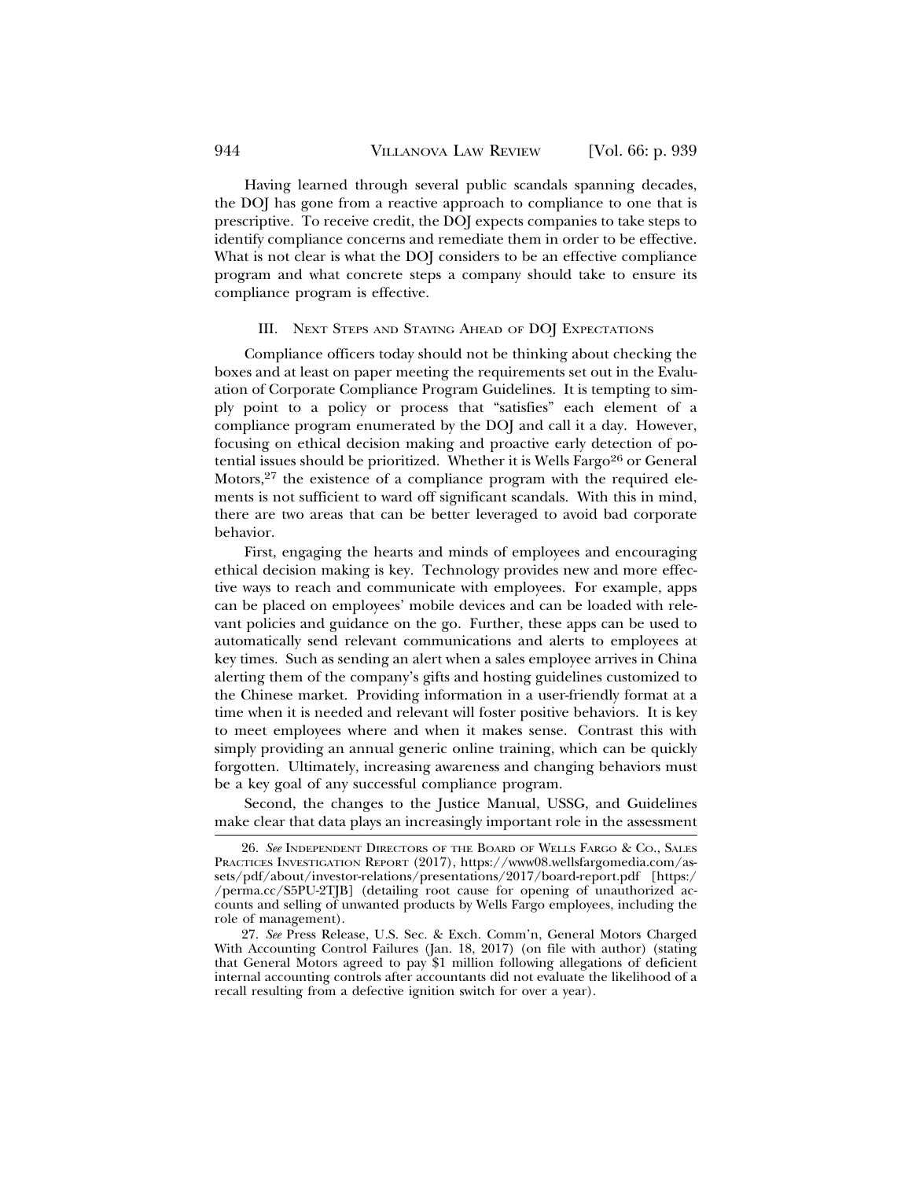Having learned through several public scandals spanning decades, the DOJ has gone from a reactive approach to compliance to one that is prescriptive. To receive credit, the DOJ expects companies to take steps to identify compliance concerns and remediate them in order to be effective. What is not clear is what the DOJ considers to be an effective compliance program and what concrete steps a company should take to ensure its compliance program is effective.

## III. Next Steps and Staying Ahead of DOJ Expectations

Compliance officers today should not be thinking about checking the boxes and at least on paper meeting the requirements set out in the Evaluation of Corporate Compliance Program Guidelines. It is tempting to simply point to a policy or process that "satisfies" each element of a compliance program enumerated by the DOJ and call it a day. However, focusing on ethical decision making and proactive early detection of potential issues should be prioritized. Whether it is Wells Fargo[26] or General Motors,[27] the existence of a compliance program with the required elements is not sufficient to ward off significant scandals. With this in mind, there are two areas that can be better leveraged to avoid bad corporate behavior.

First, engaging the hearts and minds of employees and encouraging ethical decision making is key. Technology provides new and more effective ways to reach and communicate with employees. For example, apps can be placed on employees' mobile devices and can be loaded with relevant policies and guidance on the go. Further, these apps can be used to automatically send relevant communications and alerts to employees at key times. Such as sending an alert when a sales employee arrives in China alerting them of the company's gifts and hosting guidelines customized to the Chinese market. Providing information in a user-friendly format at a time when it is needed and relevant will foster positive behaviors. It is key to meet employees where and when it makes sense. Contrast this with simply providing an annual generic online training, which can be quickly forgotten. Ultimately, increasing awareness and changing behaviors must be a key goal of any successful compliance program.

Second, the changes to the Justice Manual, USSG, and Guidelines make clear that data plays an increasingly important role in the assessment

---

26. *See* Independent Directors of the Board of Wells Fargo & Co., Sales Practices Investigation Report (2017), https://www08.wellsfargomedia.com/assets/pdf/about/investor-relations/presentations/2017/board-report.pdf [https://perma.cc/S5PU-2TJB] (detailing root cause for opening of unauthorized accounts and selling of unwanted products by Wells Fargo employees, including the role of management).

27. *See* Press Release, U.S. Sec. & Exch. Comm'n, General Motors Charged With Accounting Control Failures (Jan. 18, 2017) (on file with author) (stating that General Motors agreed to pay $1 million following allegations of deficient internal accounting controls after accountants did not evaluate the likelihood of a recall resulting from a defective ignition switch for over a year).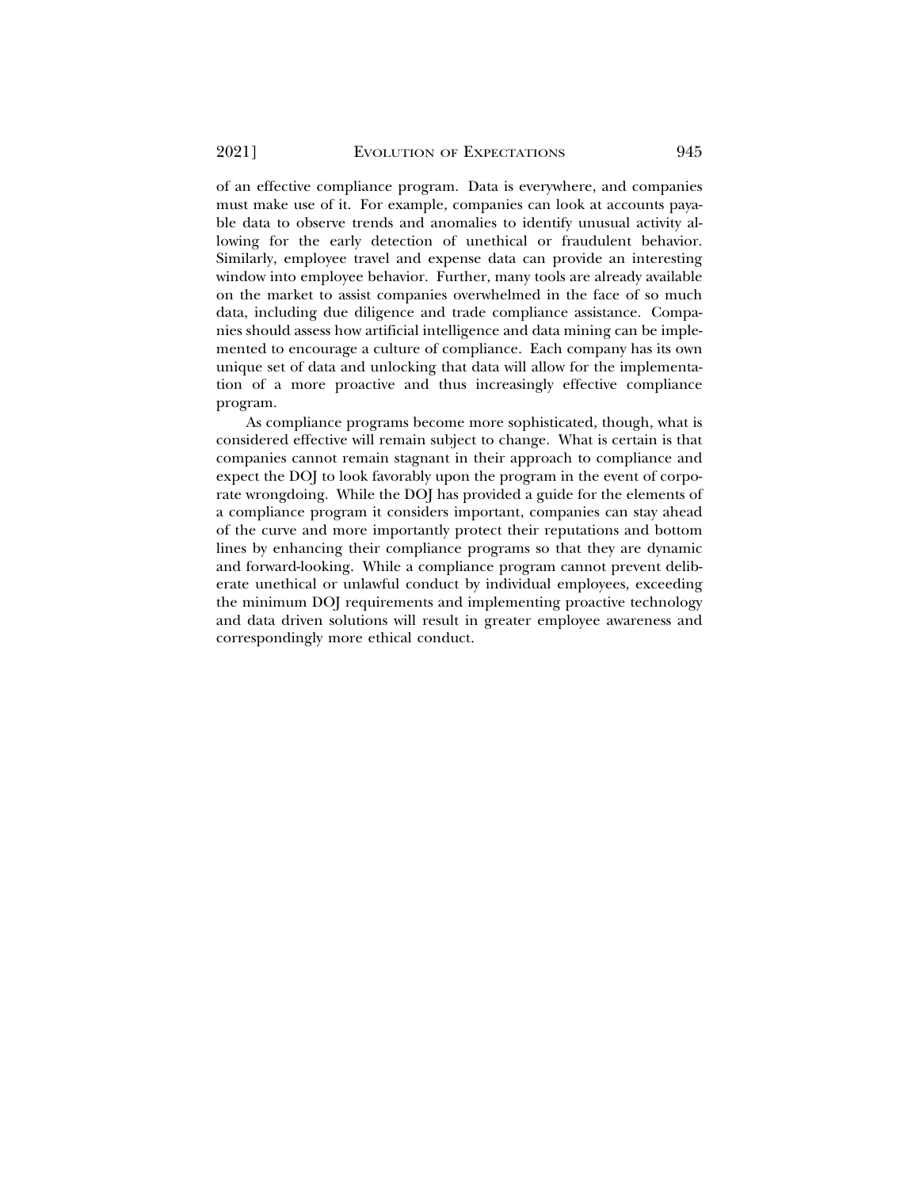of an effective compliance program. Data is everywhere, and companies must make use of it. For example, companies can look at accounts payable data to observe trends and anomalies to identify unusual activity allowing for the early detection of unethical or fraudulent behavior. Similarly, employee travel and expense data can provide an interesting window into employee behavior. Further, many tools are already available on the market to assist companies overwhelmed in the face of so much data, including due diligence and trade compliance assistance. Companies should assess how artificial intelligence and data mining can be implemented to encourage a culture of compliance. Each company has its own unique set of data and unlocking that data will allow for the implementation of a more proactive and thus increasingly effective compliance program.

As compliance programs become more sophisticated, though, what is considered effective will remain subject to change. What is certain is that companies cannot remain stagnant in their approach to compliance and expect the DOJ to look favorably upon the program in the event of corporate wrongdoing. While the DOJ has provided a guide for the elements of a compliance program it considers important, companies can stay ahead of the curve and more importantly protect their reputations and bottom lines by enhancing their compliance programs so that they are dynamic and forward-looking. While a compliance program cannot prevent deliberate unethical or unlawful conduct by individual employees, exceeding the minimum DOJ requirements and implementing proactive technology and data driven solutions will result in greater employee awareness and correspondingly more ethical conduct.